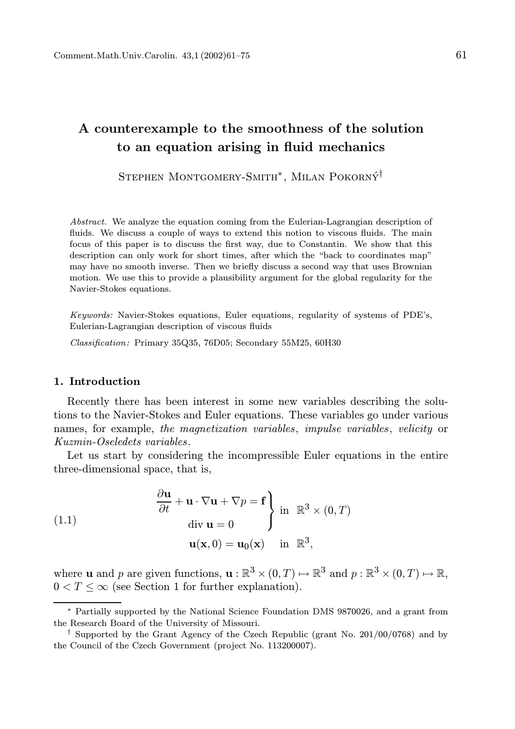# A counterexample to the smoothness of the solution to an equation arising in fluid mechanics

Stephen Montgomery-Smith*, Milan Pokorný†

*Abstract.* We analyze the equation coming from the Eulerian-Lagrangian description of fluids. We discuss a couple of ways to extend this notion to viscous fluids. The main focus of this paper is to discuss the first way, due to Constantin. We show that this description can only work for short times, after which the "back to coordinates map" may have no smooth inverse. Then we briefly discuss a second way that uses Brownian motion. We use this to provide a plausibility argument for the global regularity for the Navier-Stokes equations.

*Keywords:* Navier-Stokes equations, Euler equations, regularity of systems of PDE's, Eulerian-Lagrangian description of viscous fluids

*Classification:* Primary 35Q35, 76D05; Secondary 55M25, 60H30

## 1. Introduction

Recently there has been interest in some new variables describing the solutions to the Navier-Stokes and Euler equations. These variables go under various names, for example, *the magnetization variables*, *impulse variables*, *velicity* or *Kuzmin-Oseledets variables*.

Let us start by considering the incompressible Euler equations in the entire three-dimensional space, that is,

$$
\left.
\begin{aligned}
\frac{\partial \mathbf{u}}{\partial t} + \mathbf{u}\cdot\nabla\mathbf{u} + \nabla p = \mathbf{f} \\
\operatorname{div}\mathbf{u} = 0
\end{aligned}
\right\} \text{ in } \mathbb{R}^3\times(0,T)
\tag{1.1}
$$
$$
\mathbf{u}(\mathbf{x},0) = \mathbf{u}_0(\mathbf{x}) \quad \text{in } \mathbb{R}^3,
$$

where $\mathbf{u}$ and $p$ are given functions, $\mathbf{u} : \mathbb{R}^3 \times (0,T) \mapsto \mathbb{R}^3$ and $p : \mathbb{R}^3 \times (0,T) \mapsto \mathbb{R}$, $0 < T \le \infty$ (see Section 1 for further explanation).

---

\* Partially supported by the National Science Foundation DMS 9870026, and a grant from the Research Board of the University of Missouri.

† Supported by the Grant Agency of the Czech Republic (grant No. 201/00/0768) and by the Council of the Czech Government (project No. 113200007).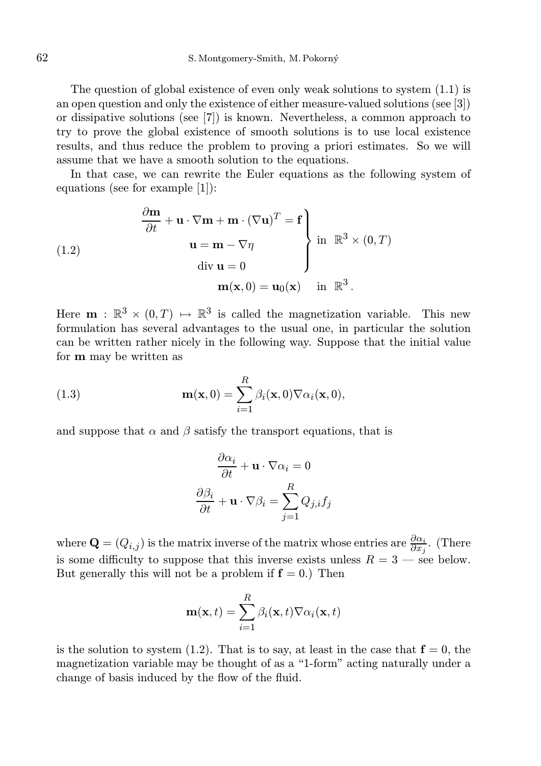The question of global existence of even only weak solutions to system (1.1) is an open question and only the existence of either measure-valued solutions (see [3]) or dissipative solutions (see [7]) is known. Nevertheless, a common approach to try to prove the global existence of smooth solutions is to use local existence results, and thus reduce the problem to proving a priori estimates. So we will assume that we have a smooth solution to the equations.

In that case, we can rewrite the Euler equations as the following system of equations (see for example [1]):

$$
\tag{1.2}
\left.
\begin{aligned}
\frac{\partial \mathbf{m}}{\partial t} + \mathbf{u} \cdot \nabla \mathbf{m} + \mathbf{m} \cdot (\nabla \mathbf{u})^T &= \mathbf{f} \\
\mathbf{u} &= \mathbf{m} - \nabla \eta \\
\operatorname{div} \mathbf{u} &= 0
\end{aligned}
\right\} \text{ in } \mathbb{R}^3 \times (0,T)
$$

$$
\mathbf{m}(\mathbf{x},0) = \mathbf{u}_0(\mathbf{x}) \quad \text{in } \mathbb{R}^3 .
$$

Here $\mathbf{m} : \mathbb{R}^3 \times (0,T) \mapsto \mathbb{R}^3$ is called the magnetization variable. This new formulation has several advantages to the usual one, in particular the solution can be written rather nicely in the following way. Suppose that the initial value for $\mathbf{m}$ may be written as

$$
\tag{1.3}
\mathbf{m}(\mathbf{x},0) = \sum_{i=1}^{R} \beta_i(\mathbf{x},0) \nabla \alpha_i(\mathbf{x},0),
$$

and suppose that $\alpha$ and $\beta$ satisfy the transport equations, that is

$$
\frac{\partial \alpha_i}{\partial t} + \mathbf{u} \cdot \nabla \alpha_i = 0
$$

$$
\frac{\partial \beta_i}{\partial t} + \mathbf{u} \cdot \nabla \beta_i = \sum_{j=1}^{R} Q_{j,i} f_j
$$

where $\mathbf{Q} = (Q_{i,j})$ is the matrix inverse of the matrix whose entries are $\frac{\partial \alpha_i}{\partial x_j}$. (There is some difficulty to suppose that this inverse exists unless $R = 3$ — see below. But generally this will not be a problem if $\mathbf{f} = 0$.) Then

$$
\mathbf{m}(\mathbf{x},t) = \sum_{i=1}^{R} \beta_i(\mathbf{x},t) \nabla \alpha_i(\mathbf{x},t)
$$

is the solution to system (1.2). That is to say, at least in the case that $\mathbf{f} = 0$, the magnetization variable may be thought of as a "1-form" acting naturally under a change of basis induced by the flow of the fluid.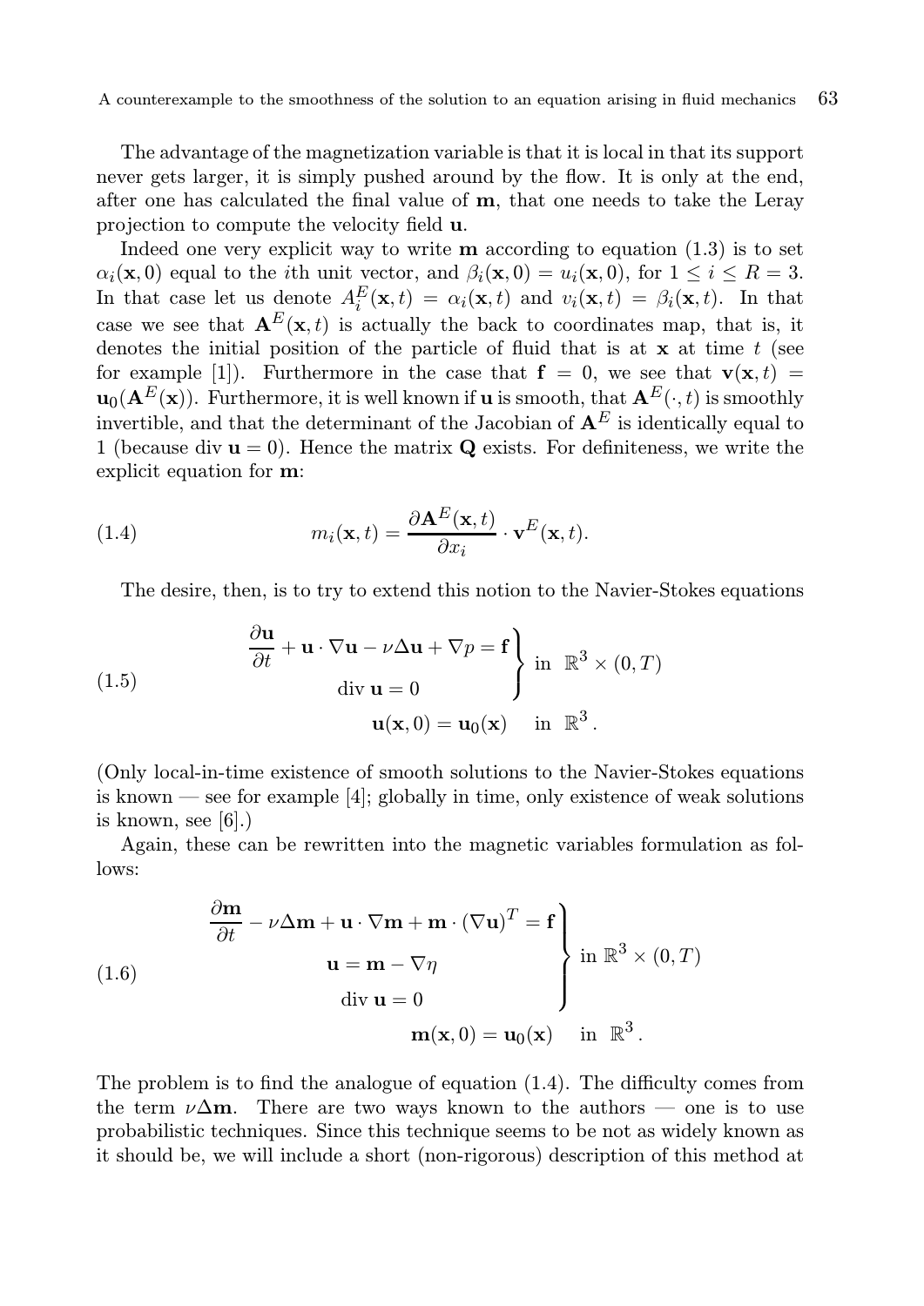The advantage of the magnetization variable is that it is local in that its support never gets larger, it is simply pushed around by the flow. It is only at the end, after one has calculated the final value of $\mathbf{m}$, that one needs to take the Leray projection to compute the velocity field $\mathbf{u}$.

Indeed one very explicit way to write $\mathbf{m}$ according to equation (1.3) is to set $\alpha_i(\mathbf{x}, 0)$ equal to the $i$th unit vector, and $\beta_i(\mathbf{x}, 0) = u_i(\mathbf{x}, 0)$, for $1 \le i \le R = 3$. In that case let us denote $A_i^E(\mathbf{x}, t) = \alpha_i(\mathbf{x}, t)$ and $v_i(\mathbf{x}, t) = \beta_i(\mathbf{x}, t)$. In that case we see that $\mathbf{A}^E(\mathbf{x}, t)$ is actually the back to coordinates map, that is, it denotes the initial position of the particle of fluid that is at $\mathbf{x}$ at time $t$ (see for example [1]). Furthermore in the case that $\mathbf{f} = 0$, we see that $\mathbf{v}(\mathbf{x}, t) = \mathbf{u}_0(\mathbf{A}^E(\mathbf{x}))$. Furthermore, it is well known if $\mathbf{u}$ is smooth, that $\mathbf{A}^E(\cdot, t)$ is smoothly invertible, and that the determinant of the Jacobian of $\mathbf{A}^E$ is identically equal to 1 (because div $\mathbf{u} = 0$). Hence the matrix $\mathbf{Q}$ exists. For definiteness, we write the explicit equation for $\mathbf{m}$:

$$
m_i(\mathbf{x}, t) = \frac{\partial \mathbf{A}^E(\mathbf{x}, t)}{\partial x_i} \cdot \mathbf{v}^E(\mathbf{x}, t). \tag{1.4}
$$

The desire, then, is to try to extend this notion to the Navier-Stokes equations

$$
\left.\begin{aligned}
\frac{\partial \mathbf{u}}{\partial t} + \mathbf{u} \cdot \nabla \mathbf{u} - \nu \Delta \mathbf{u} + \nabla p = \mathbf{f} \\
\text{div } \mathbf{u} = 0
\end{aligned}\right\} \text{ in } \mathbb{R}^3 \times (0, T)
\qquad \mathbf{u}(\mathbf{x}, 0) = \mathbf{u}_0(\mathbf{x}) \quad \text{in } \mathbb{R}^3. \tag{1.5}
$$

(Only local-in-time existence of smooth solutions to the Navier-Stokes equations is known — see for example [4]; globally in time, only existence of weak solutions is known, see [6].)

Again, these can be rewritten into the magnetic variables formulation as follows:

$$
\left.\begin{aligned}
\frac{\partial \mathbf{m}}{\partial t} - \nu \Delta \mathbf{m} + \mathbf{u} \cdot \nabla \mathbf{m} + \mathbf{m} \cdot (\nabla \mathbf{u})^T = \mathbf{f} \\
\mathbf{u} = \mathbf{m} - \nabla \eta \\
\text{div } \mathbf{u} = 0
\end{aligned}\right\} \text{ in } \mathbb{R}^3 \times (0, T)
\qquad \mathbf{m}(\mathbf{x}, 0) = \mathbf{u}_0(\mathbf{x}) \quad \text{in } \mathbb{R}^3. \tag{1.6}
$$

The problem is to find the analogue of equation (1.4). The difficulty comes from the term $\nu \Delta \mathbf{m}$. There are two ways known to the authors — one is to use probabilistic techniques. Since this technique seems to be not as widely known as it should be, we will include a short (non-rigorous) description of this method at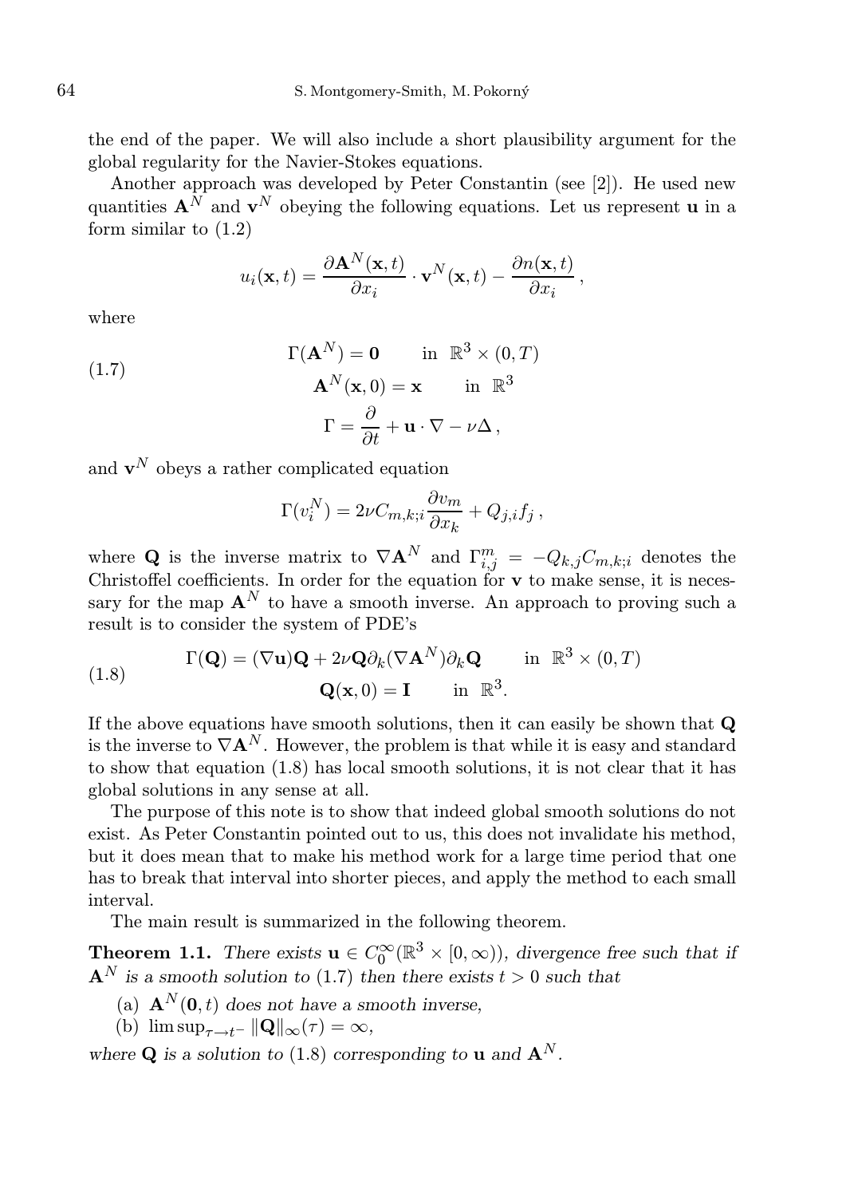the end of the paper. We will also include a short plausibility argument for the global regularity for the Navier-Stokes equations.

Another approach was developed by Peter Constantin (see [2]). He used new quantities $\mathbf{A}^N$ and $\mathbf{v}^N$ obeying the following equations. Let us represent $\mathbf{u}$ in a form similar to (1.2)

$$u_i(\mathbf{x},t) = \frac{\partial \mathbf{A}^N(\mathbf{x},t)}{\partial x_i} \cdot \mathbf{v}^N(\mathbf{x},t) - \frac{\partial n(\mathbf{x},t)}{\partial x_i}\,,$$

where

$$\begin{aligned} \Gamma(\mathbf{A}^N) &= \mathbf{0} \qquad \text{in } \mathbb{R}^3 \times (0,T) \\ \mathbf{A}^N(\mathbf{x},0) &= \mathbf{x} \qquad \text{in } \mathbb{R}^3 \\ \Gamma &= \frac{\partial}{\partial t} + \mathbf{u}\cdot\nabla - \nu\Delta\,, \end{aligned} \tag{1.7}$$

and $\mathbf{v}^N$ obeys a rather complicated equation

$$\Gamma(v_i^N) = 2\nu C_{m,k;i}\frac{\partial v_m}{\partial x_k} + Q_{j,i}f_j\,,$$

where $\mathbf{Q}$ is the inverse matrix to $\nabla\mathbf{A}^N$ and $\Gamma^m_{i,j} = -Q_{k,j}C_{m,k;i}$ denotes the Christoffel coefficients. In order for the equation for $\mathbf{v}$ to make sense, it is necessary for the map $\mathbf{A}^N$ to have a smooth inverse. An approach to proving such a result is to consider the system of PDE's

$$\begin{aligned} \Gamma(\mathbf{Q}) &= (\nabla\mathbf{u})\mathbf{Q} + 2\nu\mathbf{Q}\partial_k(\nabla\mathbf{A}^N)\partial_k\mathbf{Q} \qquad \text{in } \mathbb{R}^3\times(0,T) \\ \mathbf{Q}(\mathbf{x},0) &= \mathbf{I} \qquad \text{in } \mathbb{R}^3. \end{aligned} \tag{1.8}$$

If the above equations have smooth solutions, then it can easily be shown that $\mathbf{Q}$ is the inverse to $\nabla\mathbf{A}^N$. However, the problem is that while it is easy and standard to show that equation (1.8) has local smooth solutions, it is not clear that it has global solutions in any sense at all.

The purpose of this note is to show that indeed global smooth solutions do not exist. As Peter Constantin pointed out to us, this does not invalidate his method, but it does mean that to make his method work for a large time period that one has to break that interval into shorter pieces, and apply the method to each small interval.

The main result is summarized in the following theorem.

**Theorem 1.1.** *There exists $\mathbf{u} \in C_0^\infty(\mathbb{R}^3\times[0,\infty))$, divergence free such that if $\mathbf{A}^N$ is a smooth solution to* (1.7) *then there exists $t>0$ such that*

(a) *$\mathbf{A}^N(\mathbf{0},t)$ does not have a smooth inverse,*
(b) $\limsup_{\tau\to t^-}\|\mathbf{Q}\|_\infty(\tau) = \infty$,

*where $\mathbf{Q}$ is a solution to* (1.8) *corresponding to $\mathbf{u}$ and $\mathbf{A}^N$.*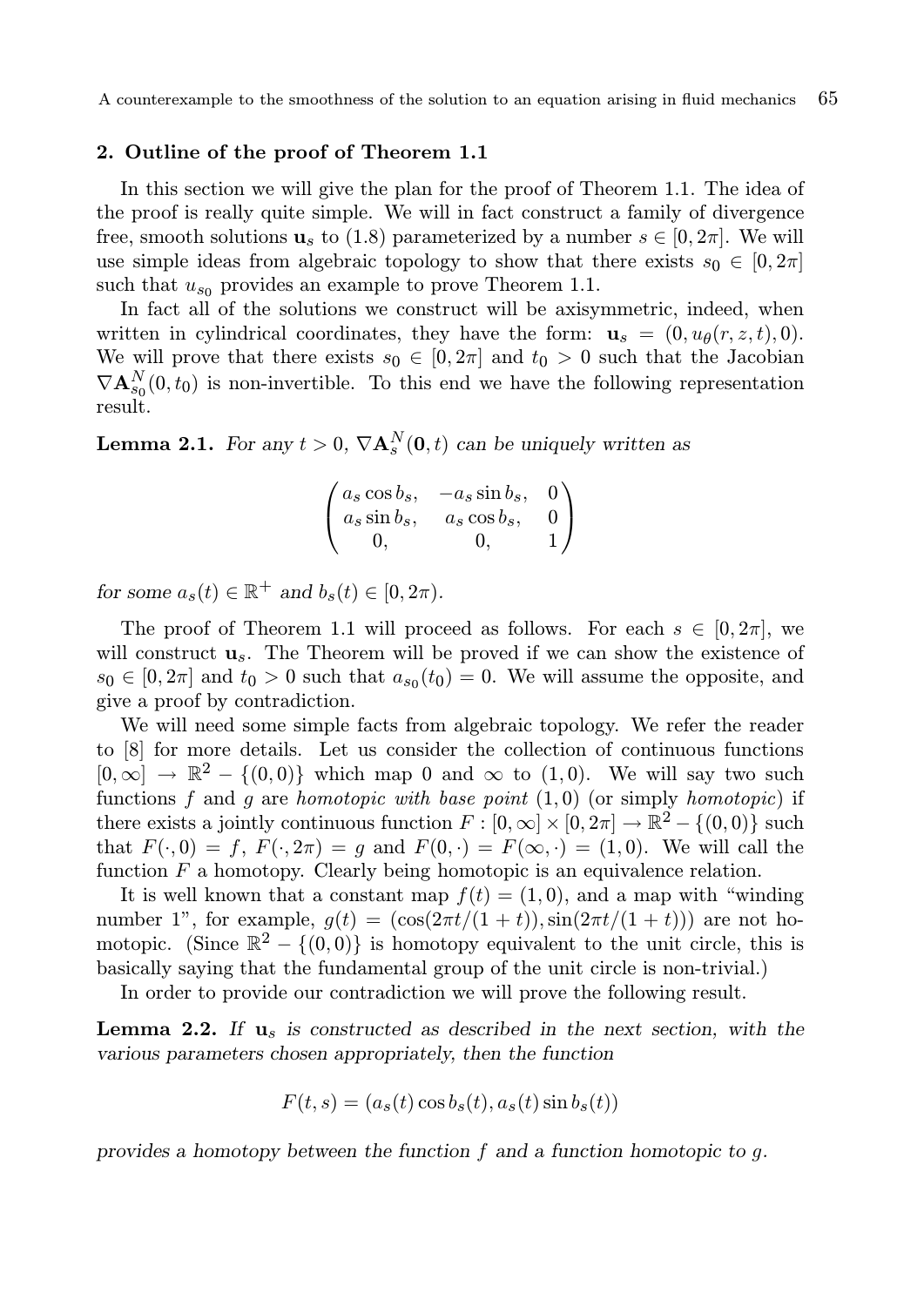## 2. Outline of the proof of Theorem 1.1

In this section we will give the plan for the proof of Theorem 1.1. The idea of the proof is really quite simple. We will in fact construct a family of divergence free, smooth solutions $\mathbf{u}_s$ to (1.8) parameterized by a number $s \in [0, 2\pi]$. We will use simple ideas from algebraic topology to show that there exists $s_0 \in [0, 2\pi]$ such that $u_{s_0}$ provides an example to prove Theorem 1.1.

In fact all of the solutions we construct will be axisymmetric, indeed, when written in cylindrical coordinates, they have the form: $\mathbf{u}_s = (0, u_\theta(r, z, t), 0)$. We will prove that there exists $s_0 \in [0, 2\pi]$ and $t_0 > 0$ such that the Jacobian $\nabla \mathbf{A}^N_{s_0}(0, t_0)$ is non-invertible. To this end we have the following representation result.

**Lemma 2.1.** *For any $t > 0$, $\nabla \mathbf{A}^N_s(\mathbf{0}, t)$ can be uniquely written as*

$$\begin{pmatrix} a_s \cos b_s, & -a_s \sin b_s, & 0 \\ a_s \sin b_s, & a_s \cos b_s, & 0 \\ 0, & 0, & 1 \end{pmatrix}$$

*for some $a_s(t) \in \mathbb{R}^+$ and $b_s(t) \in [0, 2\pi)$.*

The proof of Theorem 1.1 will proceed as follows. For each $s \in [0, 2\pi]$, we will construct $\mathbf{u}_s$. The Theorem will be proved if we can show the existence of $s_0 \in [0, 2\pi]$ and $t_0 > 0$ such that $a_{s_0}(t_0) = 0$. We will assume the opposite, and give a proof by contradiction.

We will need some simple facts from algebraic topology. We refer the reader to [8] for more details. Let us consider the collection of continuous functions $[0, \infty] \to \mathbb{R}^2 - \{(0, 0)\}$ which map 0 and $\infty$ to $(1, 0)$. We will say two such functions $f$ and $g$ are *homotopic with base point* $(1, 0)$ (or simply *homotopic*) if there exists a jointly continuous function $F : [0, \infty] \times [0, 2\pi] \to \mathbb{R}^2 - \{(0, 0)\}$ such that $F(\cdot, 0) = f$, $F(\cdot, 2\pi) = g$ and $F(0, \cdot) = F(\infty, \cdot) = (1, 0)$. We will call the function $F$ a homotopy. Clearly being homotopic is an equivalence relation.

It is well known that a constant map $f(t) = (1, 0)$, and a map with "winding number 1", for example, $g(t) = (\cos(2\pi t/(1 + t)), \sin(2\pi t/(1 + t)))$ are not homotopic. (Since $\mathbb{R}^2 - \{(0, 0)\}$ is homotopy equivalent to the unit circle, this is basically saying that the fundamental group of the unit circle is non-trivial.)

In order to provide our contradiction we will prove the following result.

**Lemma 2.2.** *If $\mathbf{u}_s$ is constructed as described in the next section, with the various parameters chosen appropriately, then the function*

$$F(t, s) = (a_s(t) \cos b_s(t), a_s(t) \sin b_s(t))$$

*provides a homotopy between the function $f$ and a function homotopic to $g$.*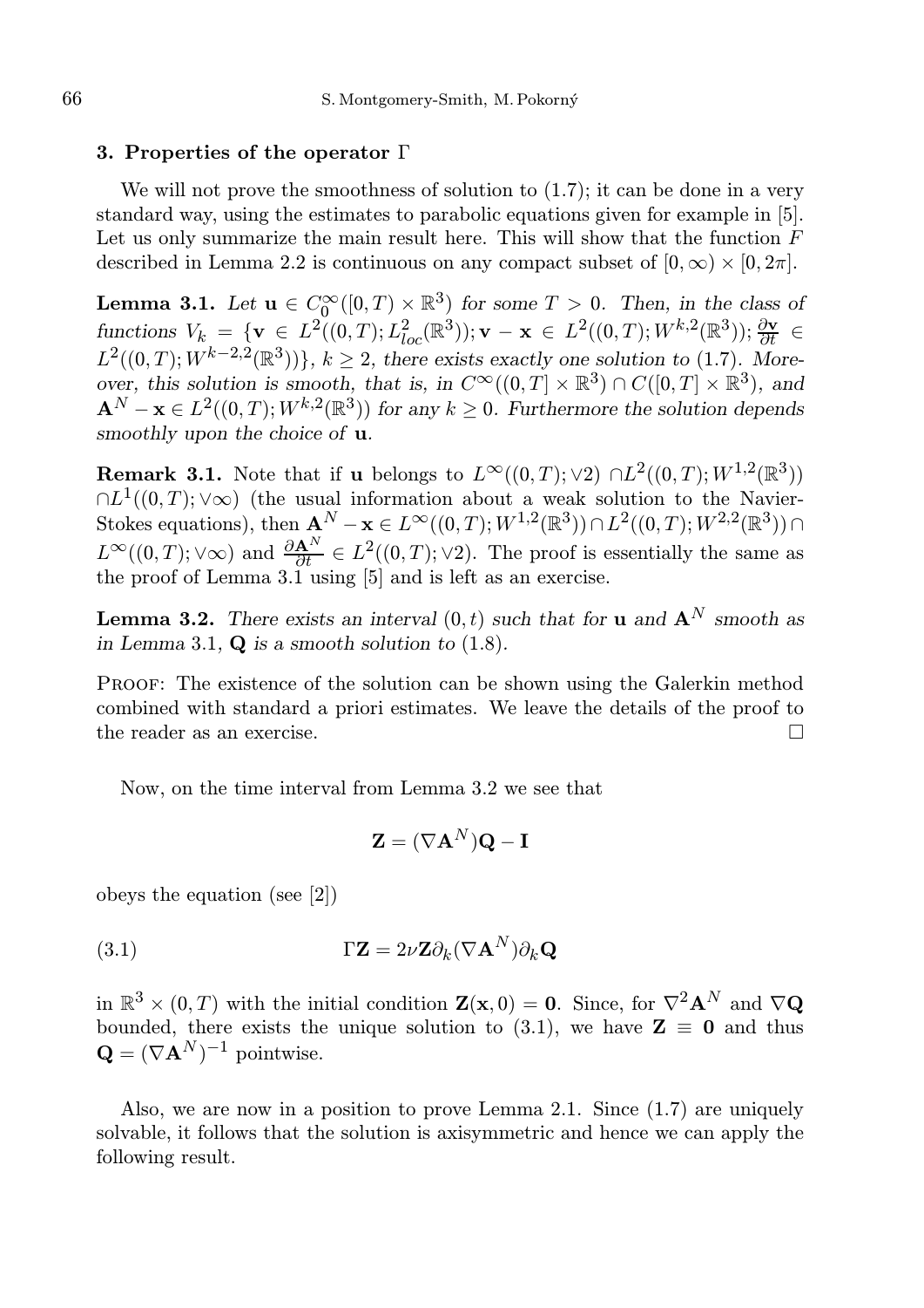### 3. Properties of the operator $\Gamma$

We will not prove the smoothness of solution to (1.7); it can be done in a very standard way, using the estimates to parabolic equations given for example in [5]. Let us only summarize the main result here. This will show that the function $F$ described in Lemma 2.2 is continuous on any compact subset of $[0, \infty) \times [0, 2\pi]$.

**Lemma 3.1.** *Let $\mathbf{u} \in C_0^\infty([0,T) \times \mathbb{R}^3)$ for some $T > 0$. Then, in the class of functions $V_k = \{\mathbf{v} \in L^2((0,T); L^2_{loc}(\mathbb{R}^3)); \mathbf{v} - \mathbf{x} \in L^2((0,T); W^{k,2}(\mathbb{R}^3)); \frac{\partial \mathbf{v}}{\partial t} \in L^2((0,T); W^{k-2,2}(\mathbb{R}^3))\}$, $k \geq 2$, there exists exactly one solution to (1.7). Moreover, this solution is smooth, that is, in $C^\infty((0,T] \times \mathbb{R}^3) \cap C([0,T] \times \mathbb{R}^3)$, and $\mathbf{A}^N - \mathbf{x} \in L^2((0,T); W^{k,2}(\mathbb{R}^3))$ for any $k \geq 0$. Furthermore the solution depends smoothly upon the choice of $\mathbf{u}$.*

**Remark 3.1.** Note that if $\mathbf{u}$ belongs to $L^\infty((0,T); \vee 2) \cap L^2((0,T); W^{1,2}(\mathbb{R}^3)) \cap L^1((0,T); \vee\infty)$ (the usual information about a weak solution to the Navier-Stokes equations), then $\mathbf{A}^N - \mathbf{x} \in L^\infty((0,T); W^{1,2}(\mathbb{R}^3)) \cap L^2((0,T); W^{2,2}(\mathbb{R}^3)) \cap L^\infty((0,T); \vee\infty)$ and $\frac{\partial \mathbf{A}^N}{\partial t} \in L^2((0,T); \vee 2)$. The proof is essentially the same as the proof of Lemma 3.1 using [5] and is left as an exercise.

**Lemma 3.2.** *There exists an interval $(0,t)$ such that for $\mathbf{u}$ and $\mathbf{A}^N$ smooth as in Lemma 3.1, $\mathbf{Q}$ is a smooth solution to (1.8).*

PROOF: The existence of the solution can be shown using the Galerkin method combined with standard a priori estimates. We leave the details of the proof to the reader as an exercise. □

Now, on the time interval from Lemma 3.2 we see that

$$\mathbf{Z} = (\nabla \mathbf{A}^N)\mathbf{Q} - \mathbf{I}$$

obeys the equation (see [2])

$$\Gamma \mathbf{Z} = 2\nu \mathbf{Z} \partial_k (\nabla \mathbf{A}^N) \partial_k \mathbf{Q} \tag{3.1}$$

in $\mathbb{R}^3 \times (0,T)$ with the initial condition $\mathbf{Z}(\mathbf{x}, 0) = \mathbf{0}$. Since, for $\nabla^2 \mathbf{A}^N$ and $\nabla \mathbf{Q}$ bounded, there exists the unique solution to (3.1), we have $\mathbf{Z} \equiv \mathbf{0}$ and thus $\mathbf{Q} = (\nabla \mathbf{A}^N)^{-1}$ pointwise.

Also, we are now in a position to prove Lemma 2.1. Since (1.7) are uniquely solvable, it follows that the solution is axisymmetric and hence we can apply the following result.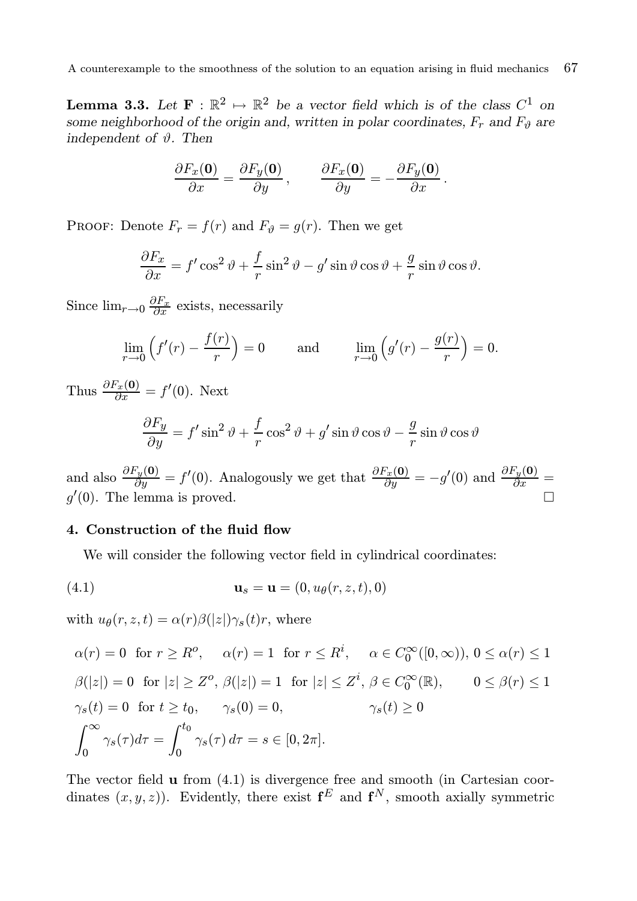**Lemma 3.3.** *Let $\mathbf{F} : \mathbb{R}^2 \mapsto \mathbb{R}^2$ be a vector field which is of the class $C^1$ on some neighborhood of the origin and, written in polar coordinates, $F_r$ and $F_\vartheta$ are independent of $\vartheta$. Then*

$$\frac{\partial F_x(\mathbf{0})}{\partial x} = \frac{\partial F_y(\mathbf{0})}{\partial y}, \qquad \frac{\partial F_x(\mathbf{0})}{\partial y} = -\frac{\partial F_y(\mathbf{0})}{\partial x}.$$

Proof: Denote $F_r = f(r)$ and $F_\vartheta = g(r)$. Then we get

$$\frac{\partial F_x}{\partial x} = f' \cos^2 \vartheta + \frac{f}{r} \sin^2 \vartheta - g' \sin\vartheta \cos\vartheta + \frac{g}{r} \sin\vartheta \cos\vartheta.$$

Since $\lim_{r\to 0} \frac{\partial F_x}{\partial x}$ exists, necessarily

$$\lim_{r\to 0} \Big( f'(r) - \frac{f(r)}{r} \Big) = 0 \qquad \text{and} \qquad \lim_{r\to 0} \Big( g'(r) - \frac{g(r)}{r} \Big) = 0.$$

Thus $\frac{\partial F_x(\mathbf{0})}{\partial x} = f'(0)$. Next

$$\frac{\partial F_y}{\partial y} = f' \sin^2 \vartheta + \frac{f}{r} \cos^2 \vartheta + g' \sin\vartheta \cos\vartheta - \frac{g}{r} \sin\vartheta \cos\vartheta$$

and also $\frac{\partial F_y(\mathbf{0})}{\partial y} = f'(0)$. Analogously we get that $\frac{\partial F_x(\mathbf{0})}{\partial y} = -g'(0)$ and $\frac{\partial F_y(\mathbf{0})}{\partial x} = g'(0)$. The lemma is proved. $\square$

## 4. Construction of the fluid flow

We will consider the following vector field in cylindrical coordinates:

$$\mathbf{u}_s = \mathbf{u} = (0, u_\theta(r, z, t), 0) \tag{4.1}$$

with $u_\theta(r, z, t) = \alpha(r)\beta(|z|)\gamma_s(t) r$, where

$$\alpha(r) = 0 \ \text{ for } r \geq R^o, \quad \alpha(r) = 1 \ \text{ for } r \leq R^i, \quad \alpha \in C_0^\infty([0, \infty)),\ 0 \leq \alpha(r) \leq 1$$

$$\beta(|z|) = 0 \ \text{ for } |z| \geq Z^o,\ \beta(|z|) = 1 \ \text{ for } |z| \leq Z^i,\ \beta \in C_0^\infty(\mathbb{R}), \qquad 0 \leq \beta(r) \leq 1$$

$$\gamma_s(t) = 0 \ \text{ for } t \geq t_0, \qquad \gamma_s(0) = 0, \qquad \gamma_s(t) \geq 0$$

$$\int_0^\infty \gamma_s(\tau) d\tau = \int_0^{t_0} \gamma_s(\tau)\, d\tau = s \in [0, 2\pi].$$

The vector field $\mathbf{u}$ from (4.1) is divergence free and smooth (in Cartesian coordinates $(x, y, z)$). Evidently, there exist $\mathbf{f}^E$ and $\mathbf{f}^N$, smooth axially symmetric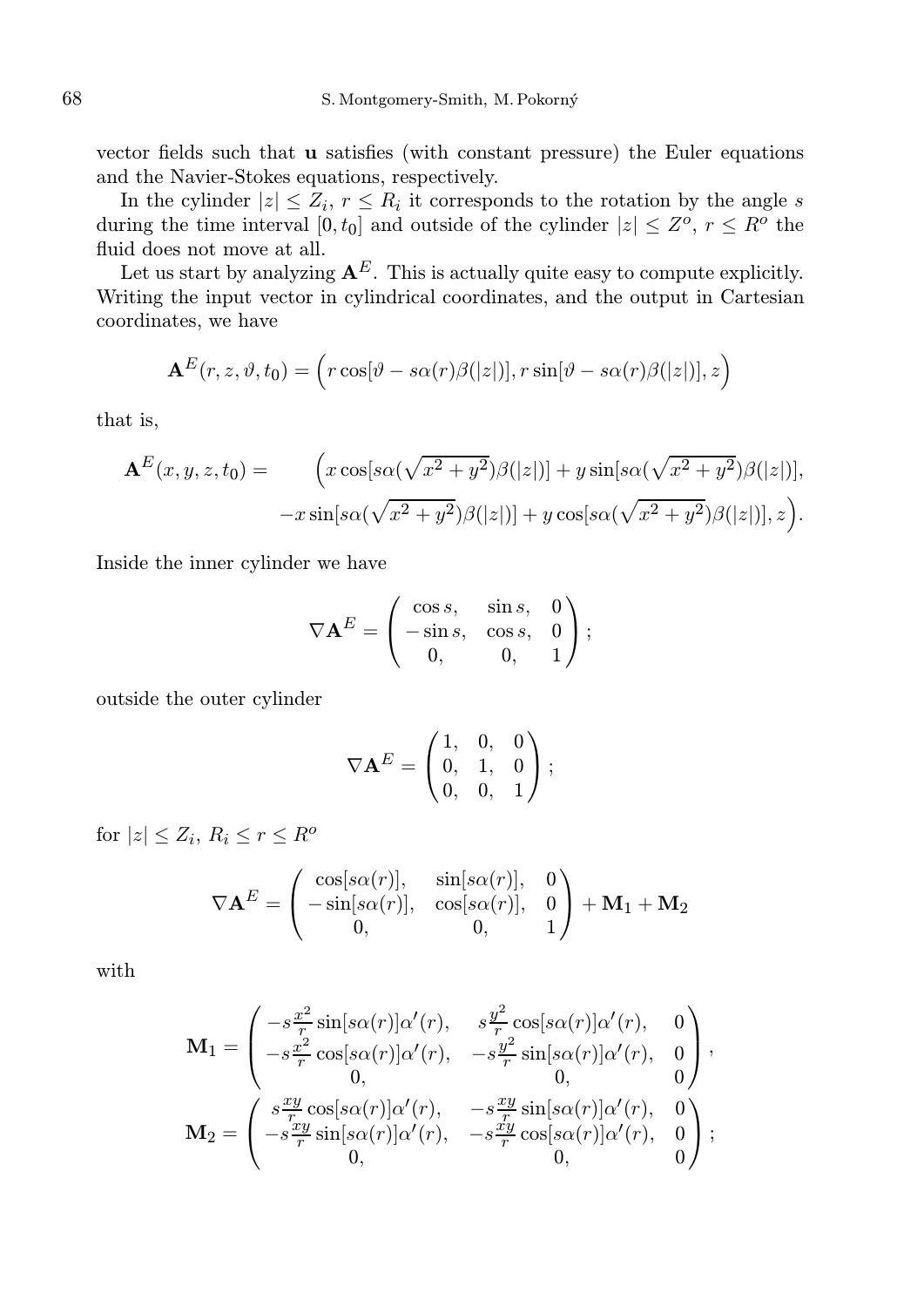vector fields such that **u** satisfies (with constant pressure) the Euler equations and the Navier-Stokes equations, respectively.

In the cylinder $|z| \le Z_i$, $r \le R_i$ it corresponds to the rotation by the angle $s$ during the time interval $[0, t_0]$ and outside of the cylinder $|z| \le Z^o$, $r \le R^o$ the fluid does not move at all.

Let us start by analyzing $\mathbf{A}^E$. This is actually quite easy to compute explicitly. Writing the input vector in cylindrical coordinates, and the output in Cartesian coordinates, we have

$$\mathbf{A}^E(r, z, \vartheta, t_0) = \Big( r\cos[\vartheta - s\alpha(r)\beta(|z|)], r\sin[\vartheta - s\alpha(r)\beta(|z|)], z \Big)$$

that is,

$$\begin{aligned}\mathbf{A}^E(x, y, z, t_0) = \quad & \Big( x\cos[s\alpha(\sqrt{x^2+y^2})\beta(|z|)] + y\sin[s\alpha(\sqrt{x^2+y^2})\beta(|z|)], \\ & -x\sin[s\alpha(\sqrt{x^2+y^2})\beta(|z|)] + y\cos[s\alpha(\sqrt{x^2+y^2})\beta(|z|)], z \Big).\end{aligned}$$

Inside the inner cylinder we have

$$\nabla \mathbf{A}^E = \begin{pmatrix} \cos s, & \sin s, & 0 \\ -\sin s, & \cos s, & 0 \\ 0, & 0, & 1 \end{pmatrix};$$

outside the outer cylinder

$$\nabla \mathbf{A}^E = \begin{pmatrix} 1, & 0, & 0 \\ 0, & 1, & 0 \\ 0, & 0, & 1 \end{pmatrix};$$

for $|z| \le Z_i$, $R_i \le r \le R^o$

$$\nabla \mathbf{A}^E = \begin{pmatrix} \cos[s\alpha(r)], & \sin[s\alpha(r)], & 0 \\ -\sin[s\alpha(r)], & \cos[s\alpha(r)], & 0 \\ 0, & 0, & 1 \end{pmatrix} + \mathbf{M}_1 + \mathbf{M}_2$$

with

$$\mathbf{M}_1 = \begin{pmatrix} -s\frac{x^2}{r}\sin[s\alpha(r)]\alpha'(r), & s\frac{y^2}{r}\cos[s\alpha(r)]\alpha'(r), & 0 \\ -s\frac{x^2}{r}\cos[s\alpha(r)]\alpha'(r), & -s\frac{y^2}{r}\sin[s\alpha(r)]\alpha'(r), & 0 \\ 0, & 0, & 0 \end{pmatrix},$$

$$\mathbf{M}_2 = \begin{pmatrix} s\frac{xy}{r}\cos[s\alpha(r)]\alpha'(r), & -s\frac{xy}{r}\sin[s\alpha(r)]\alpha'(r), & 0 \\ -s\frac{xy}{r}\sin[s\alpha(r)]\alpha'(r), & -s\frac{xy}{r}\cos[s\alpha(r)]\alpha'(r), & 0 \\ 0, & 0, & 0 \end{pmatrix};$$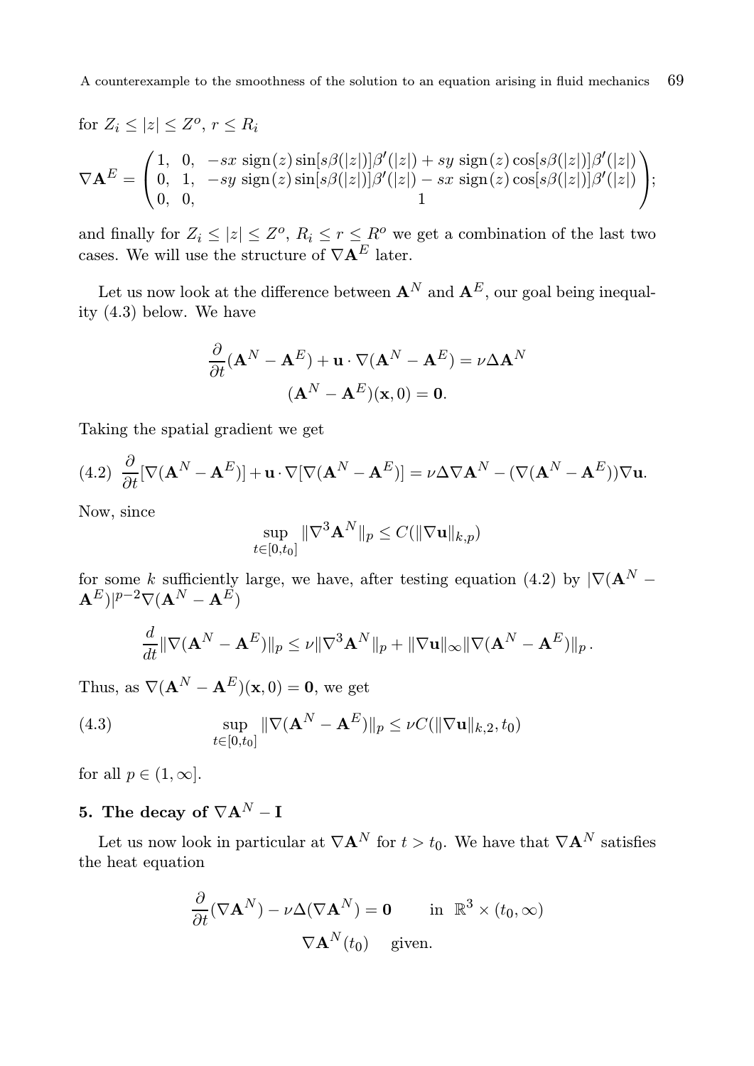for $Z_i \le |z| \le Z^o$, $r \le R_i$

$$
\nabla \mathbf{A}^E = \begin{pmatrix} 1, & 0, & -sx\ \mathrm{sign}(z)\sin[s\beta(|z|)]\beta'(|z|) + sy\ \mathrm{sign}(z)\cos[s\beta(|z|)]\beta'(|z|) \\ 0, & 1, & -sy\ \mathrm{sign}(z)\sin[s\beta(|z|)]\beta'(|z|) - sx\ \mathrm{sign}(z)\cos[s\beta(|z|)]\beta'(|z|) \\ 0, & 0, & 1 \end{pmatrix};
$$

and finally for $Z_i \le |z| \le Z^o$, $R_i \le r \le R^o$ we get a combination of the last two cases. We will use the structure of $\nabla \mathbf{A}^E$ later.

Let us now look at the difference between $\mathbf{A}^N$ and $\mathbf{A}^E$, our goal being inequality (4.3) below. We have

$$
\frac{\partial}{\partial t}(\mathbf{A}^N - \mathbf{A}^E) + \mathbf{u} \cdot \nabla(\mathbf{A}^N - \mathbf{A}^E) = \nu \Delta \mathbf{A}^N
$$
$$
(\mathbf{A}^N - \mathbf{A}^E)(\mathbf{x}, 0) = \mathbf{0}.
$$

Taking the spatial gradient we get

$$
\text{(4.2)} \quad \frac{\partial}{\partial t}[\nabla(\mathbf{A}^N - \mathbf{A}^E)] + \mathbf{u} \cdot \nabla[\nabla(\mathbf{A}^N - \mathbf{A}^E)] = \nu \Delta \nabla \mathbf{A}^N - (\nabla(\mathbf{A}^N - \mathbf{A}^E))\nabla \mathbf{u}.
$$

Now, since

$$
\sup_{t \in [0,t_0]} \|\nabla^3 \mathbf{A}^N\|_p \le C(\|\nabla \mathbf{u}\|_{k,p})
$$

for some $k$ sufficiently large, we have, after testing equation (4.2) by $|\nabla(\mathbf{A}^N - \mathbf{A}^E)|^{p-2}\nabla(\mathbf{A}^N - \mathbf{A}^E)$

$$
\frac{d}{dt}\|\nabla(\mathbf{A}^N - \mathbf{A}^E)\|_p \le \nu \|\nabla^3 \mathbf{A}^N\|_p + \|\nabla \mathbf{u}\|_\infty \|\nabla(\mathbf{A}^N - \mathbf{A}^E)\|_p .
$$

Thus, as $\nabla(\mathbf{A}^N - \mathbf{A}^E)(\mathbf{x}, 0) = \mathbf{0}$, we get

$$
\text{(4.3)} \qquad \sup_{t \in [0,t_0]} \|\nabla(\mathbf{A}^N - \mathbf{A}^E)\|_p \le \nu C(\|\nabla \mathbf{u}\|_{k,2}, t_0)
$$

for all $p \in (1, \infty]$.

## 5. The decay of $\nabla \mathbf{A}^N - \mathbf{I}$

Let us now look in particular at $\nabla \mathbf{A}^N$ for $t > t_0$. We have that $\nabla \mathbf{A}^N$ satisfies the heat equation

$$
\frac{\partial}{\partial t}(\nabla \mathbf{A}^N) - \nu \Delta(\nabla \mathbf{A}^N) = \mathbf{0} \qquad \text{in } \mathbb{R}^3 \times (t_0, \infty)
$$
$$
\nabla \mathbf{A}^N(t_0) \quad \text{given.}
$$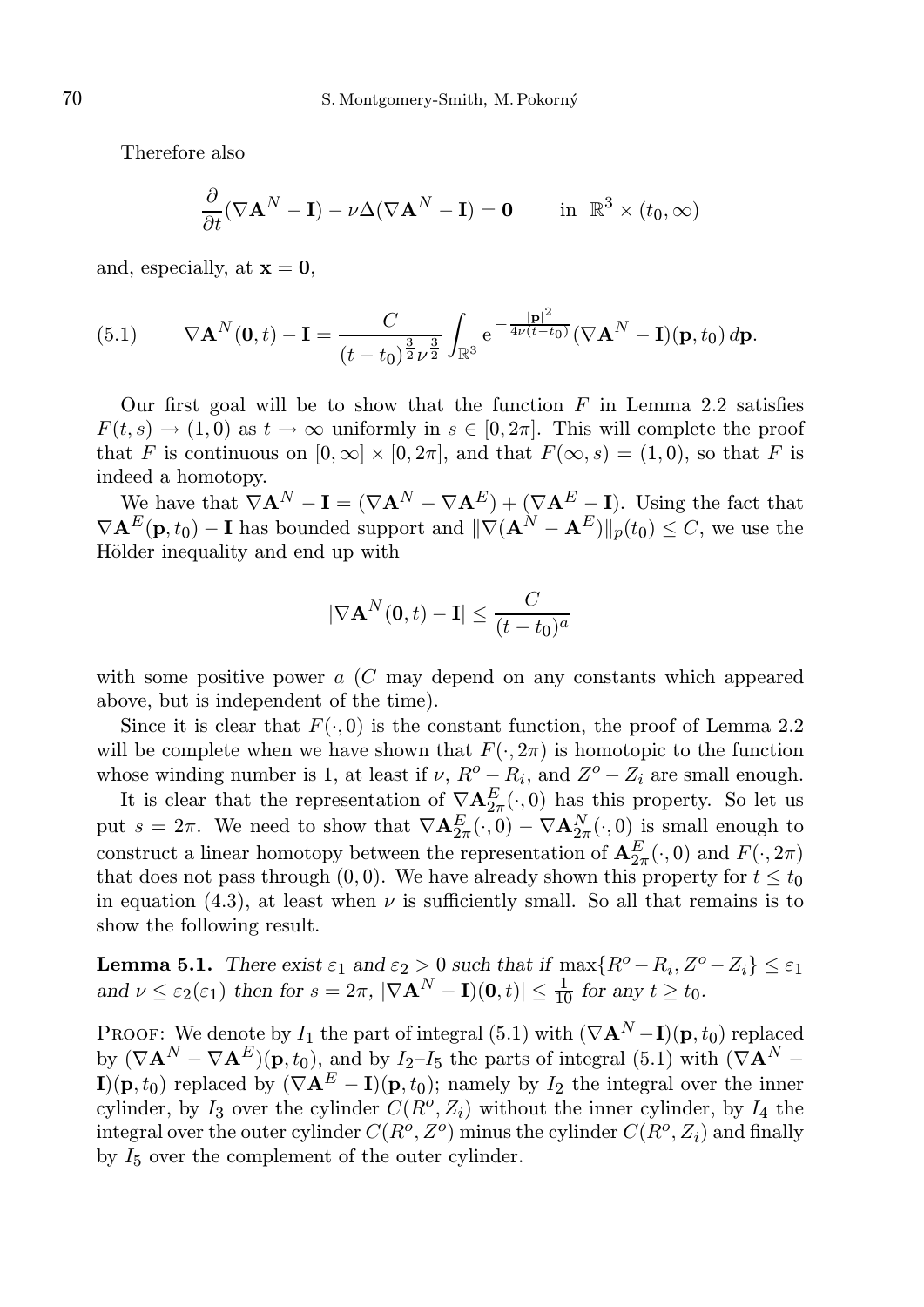Therefore also

$$\frac{\partial}{\partial t}(\nabla \mathbf{A}^N - \mathbf{I}) - \nu \Delta(\nabla \mathbf{A}^N - \mathbf{I}) = \mathbf{0} \qquad \text{in } \mathbb{R}^3 \times (t_0, \infty)$$

and, especially, at $\mathbf{x} = \mathbf{0}$,

$$\nabla \mathbf{A}^N(\mathbf{0}, t) - \mathbf{I} = \frac{C}{(t - t_0)^{\frac{3}{2}} \nu^{\frac{3}{2}}} \int_{\mathbb{R}^3} \mathrm{e}^{-\frac{|\mathbf{p}|^2}{4\nu(t-t_0)}} (\nabla \mathbf{A}^N - \mathbf{I})(\mathbf{p}, t_0)\, d\mathbf{p}. \tag{5.1}$$

Our first goal will be to show that the function $F$ in Lemma 2.2 satisfies $F(t,s) \to (1,0)$ as $t \to \infty$ uniformly in $s \in [0, 2\pi]$. This will complete the proof that $F$ is continuous on $[0,\infty] \times [0,2\pi]$, and that $F(\infty, s) = (1,0)$, so that $F$ is indeed a homotopy.

We have that $\nabla \mathbf{A}^N - \mathbf{I} = (\nabla \mathbf{A}^N - \nabla \mathbf{A}^E) + (\nabla \mathbf{A}^E - \mathbf{I})$. Using the fact that $\nabla \mathbf{A}^E(\mathbf{p}, t_0) - \mathbf{I}$ has bounded support and $\|\nabla(\mathbf{A}^N - \mathbf{A}^E)\|_p(t_0) \leq C$, we use the Hölder inequality and end up with

$$|\nabla \mathbf{A}^N(\mathbf{0}, t) - \mathbf{I}| \leq \frac{C}{(t - t_0)^a}$$

with some positive power $a$ ($C$ may depend on any constants which appeared above, but is independent of the time).

Since it is clear that $F(\cdot, 0)$ is the constant function, the proof of Lemma 2.2 will be complete when we have shown that $F(\cdot, 2\pi)$ is homotopic to the function whose winding number is 1, at least if $\nu$, $R^o - R_i$, and $Z^o - Z_i$ are small enough.

It is clear that the representation of $\nabla \mathbf{A}^E_{2\pi}(\cdot, 0)$ has this property. So let us put $s = 2\pi$. We need to show that $\nabla \mathbf{A}^E_{2\pi}(\cdot, 0) - \nabla \mathbf{A}^N_{2\pi}(\cdot, 0)$ is small enough to construct a linear homotopy between the representation of $\mathbf{A}^E_{2\pi}(\cdot, 0)$ and $F(\cdot, 2\pi)$ that does not pass through $(0,0)$. We have already shown this property for $t \leq t_0$ in equation (4.3), at least when $\nu$ is sufficiently small. So all that remains is to show the following result.

**Lemma 5.1.** *There exist $\varepsilon_1$ and $\varepsilon_2 > 0$ such that if $\max\{R^o - R_i, Z^o - Z_i\} \leq \varepsilon_1$ and $\nu \leq \varepsilon_2(\varepsilon_1)$ then for $s = 2\pi$, $|\nabla \mathbf{A}^N - \mathbf{I})(\mathbf{0}, t)| \leq \frac{1}{10}$ for any $t \geq t_0$.*

Proof: We denote by $I_1$ the part of integral (5.1) with $(\nabla \mathbf{A}^N - \mathbf{I})(\mathbf{p}, t_0)$ replaced by $(\nabla \mathbf{A}^N - \nabla \mathbf{A}^E)(\mathbf{p}, t_0)$, and by $I_2$–$I_5$ the parts of integral (5.1) with $(\nabla \mathbf{A}^N - \mathbf{I})(\mathbf{p}, t_0)$ replaced by $(\nabla \mathbf{A}^E - \mathbf{I})(\mathbf{p}, t_0)$; namely by $I_2$ the integral over the inner cylinder, by $I_3$ over the cylinder $C(R^o, Z_i)$ without the inner cylinder, by $I_4$ the integral over the outer cylinder $C(R^o, Z^o)$ minus the cylinder $C(R^o, Z_i)$ and finally by $I_5$ over the complement of the outer cylinder.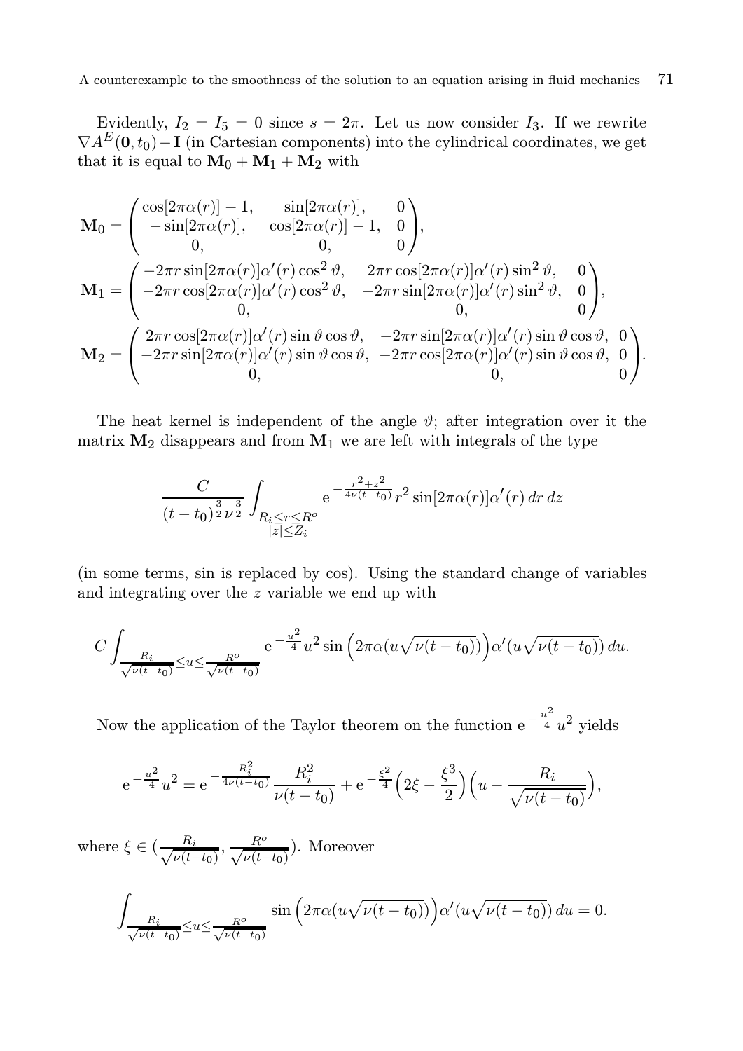Evidently, $I_2 = I_5 = 0$ since $s = 2\pi$. Let us now consider $I_3$. If we rewrite $\nabla A^E(\mathbf{0}, t_0) - \mathbf{I}$ (in Cartesian components) into the cylindrical coordinates, we get that it is equal to $\mathbf{M}_0 + \mathbf{M}_1 + \mathbf{M}_2$ with

$$
\mathbf{M}_0 = \begin{pmatrix} \cos[2\pi\alpha(r)] - 1, & \sin[2\pi\alpha(r)], & 0 \\ -\sin[2\pi\alpha(r)], & \cos[2\pi\alpha(r)] - 1, & 0 \\ 0, & 0, & 0 \end{pmatrix},
$$

$$
\mathbf{M}_1 = \begin{pmatrix} -2\pi r \sin[2\pi\alpha(r)]\alpha'(r)\cos^2\vartheta, & 2\pi r \cos[2\pi\alpha(r)]\alpha'(r)\sin^2\vartheta, & 0 \\ -2\pi r \cos[2\pi\alpha(r)]\alpha'(r)\cos^2\vartheta, & -2\pi r \sin[2\pi\alpha(r)]\alpha'(r)\sin^2\vartheta, & 0 \\ 0, & 0, & 0 \end{pmatrix},
$$

$$
\mathbf{M}_2 = \begin{pmatrix} 2\pi r \cos[2\pi\alpha(r)]\alpha'(r)\sin\vartheta\cos\vartheta, & -2\pi r \sin[2\pi\alpha(r)]\alpha'(r)\sin\vartheta\cos\vartheta, & 0 \\ -2\pi r \sin[2\pi\alpha(r)]\alpha'(r)\sin\vartheta\cos\vartheta, & -2\pi r \cos[2\pi\alpha(r)]\alpha'(r)\sin\vartheta\cos\vartheta, & 0 \\ 0, & 0, & 0 \end{pmatrix}.
$$

The heat kernel is independent of the angle $\vartheta$; after integration over it the matrix $\mathbf{M}_2$ disappears and from $\mathbf{M}_1$ we are left with integrals of the type

$$
\frac{C}{(t-t_0)^{\frac{3}{2}}\nu^{\frac{3}{2}}} \int_{\substack{R_i \le r \le R^o \\ |z| \le Z_i}} \mathrm{e}^{-\frac{r^2+z^2}{4\nu(t-t_0)}} r^2 \sin[2\pi\alpha(r)]\alpha'(r)\, dr\, dz
$$

(in some terms, sin is replaced by cos). Using the standard change of variables and integrating over the $z$ variable we end up with

$$
C \int_{\frac{R_i}{\sqrt{\nu(t-t_0)}} \le u \le \frac{R^o}{\sqrt{\nu(t-t_0)}}} \mathrm{e}^{-\frac{u^2}{4}} u^2 \sin\Big(2\pi\alpha(u\sqrt{\nu(t-t_0)})\Big)\alpha'(u\sqrt{\nu(t-t_0)})\, du.
$$

Now the application of the Taylor theorem on the function $\mathrm{e}^{-\frac{u^2}{4}} u^2$ yields

$$
\mathrm{e}^{-\frac{u^2}{4}} u^2 = \mathrm{e}^{-\frac{R_i^2}{4\nu(t-t_0)}} \frac{R_i^2}{\nu(t-t_0)} + \mathrm{e}^{-\frac{\xi^2}{4}}\Big(2\xi - \frac{\xi^3}{2}\Big)\Big(u - \frac{R_i}{\sqrt{\nu(t-t_0)}}\Big),
$$

where $\xi \in (\frac{R_i}{\sqrt{\nu(t-t_0)}}, \frac{R^o}{\sqrt{\nu(t-t_0)}})$. Moreover

$$
\int_{\frac{R_i}{\sqrt{\nu(t-t_0)}} \le u \le \frac{R^o}{\sqrt{\nu(t-t_0)}}} \sin\Big(2\pi\alpha(u\sqrt{\nu(t-t_0)})\Big)\alpha'(u\sqrt{\nu(t-t_0)})\, du = 0.
$$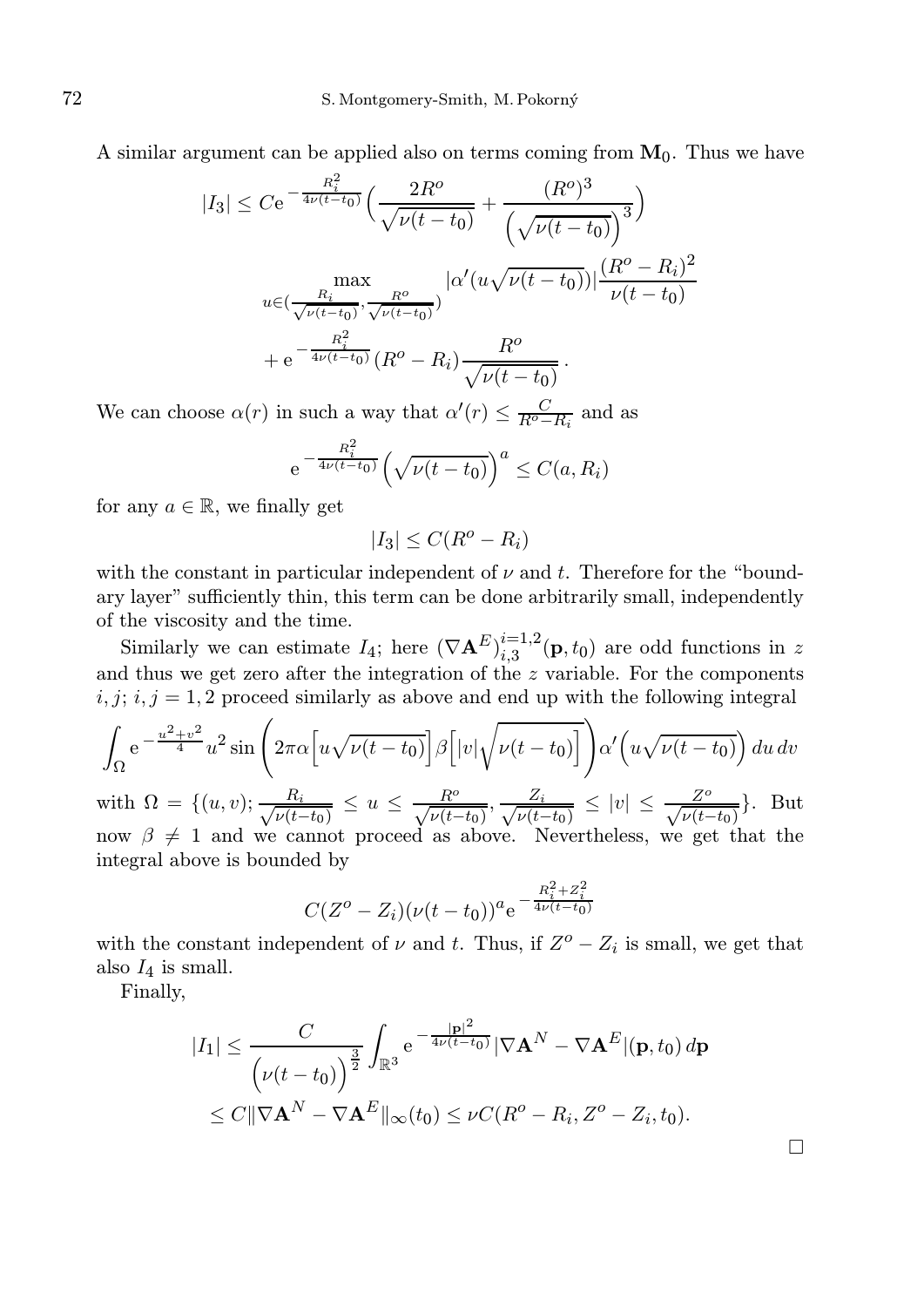A similar argument can be applied also on terms coming from $\mathbf{M}_0$. Thus we have

$$
|I_3| \le C\mathrm{e}^{-\frac{R_i^2}{4\nu(t-t_0)}}\Big(\frac{2R^o}{\sqrt{\nu(t-t_0)}} + \frac{(R^o)^3}{\Big(\sqrt{\nu(t-t_0)}\Big)^3}\Big)
$$

$$
\max_{u\in(\frac{R_i}{\sqrt{\nu(t-t_0)}},\frac{R^o}{\sqrt{\nu(t-t_0)}})} |\alpha'(u\sqrt{\nu(t-t_0)})|\frac{(R^o-R_i)^2}{\nu(t-t_0)}
$$

$$
+ \mathrm{e}^{-\frac{R_i^2}{4\nu(t-t_0)}}(R^o-R_i)\frac{R^o}{\sqrt{\nu(t-t_0)}}\,.
$$

We can choose $\alpha(r)$ in such a way that $\alpha'(r) \le \frac{C}{R^o-R_i}$ and as

$$
\mathrm{e}^{-\frac{R_i^2}{4\nu(t-t_0)}}\Big(\sqrt{\nu(t-t_0)}\Big)^a \le C(a,R_i)
$$

for any $a\in\mathbb{R}$, we finally get

$$
|I_3| \le C(R^o-R_i)
$$

with the constant in particular independent of $\nu$ and $t$. Therefore for the "boundary layer" sufficiently thin, this term can be done arbitrarily small, independently of the viscosity and the time.

Similarly we can estimate $I_4$; here $(\nabla\mathbf{A}^E)_{i,3}^{i=1,2}(\mathbf{p},t_0)$ are odd functions in $z$ and thus we get zero after the integration of the $z$ variable. For the components $i,j$; $i,j=1,2$ proceed similarly as above and end up with the following integral

$$
\int_\Omega \mathrm{e}^{-\frac{u^2+v^2}{4}}u^2\sin\bigg(2\pi\alpha\Big[u\sqrt{\nu(t-t_0)}\Big]\beta\Big[|v|\sqrt{\nu(t-t_0)}\Big]\bigg)\alpha'\Big(u\sqrt{\nu(t-t_0)}\Big)\,du\,dv
$$

with $\Omega = \{(u,v);\frac{R_i}{\sqrt{\nu(t-t_0)}} \le u \le \frac{R^o}{\sqrt{\nu(t-t_0)}}, \frac{Z_i}{\sqrt{\nu(t-t_0)}} \le |v| \le \frac{Z^o}{\sqrt{\nu(t-t_0)}}\}$. But now $\beta\ne 1$ and we cannot proceed as above. Nevertheless, we get that the integral above is bounded by

$$
C(Z^o-Z_i)(\nu(t-t_0))^a\mathrm{e}^{-\frac{R_i^2+Z_i^2}{4\nu(t-t_0)}}
$$

with the constant independent of $\nu$ and $t$. Thus, if $Z^o-Z_i$ is small, we get that also $I_4$ is small.

Finally,

$$
\begin{aligned}
|I_1| &\le \frac{C}{\Big(\nu(t-t_0)\Big)^{\frac{3}{2}}}\int_{\mathbb{R}^3}\mathrm{e}^{-\frac{|\mathbf{p}|^2}{4\nu(t-t_0)}}|\nabla\mathbf{A}^N-\nabla\mathbf{A}^E|(\mathbf{p},t_0)\,d\mathbf{p}\\
&\le C\|\nabla\mathbf{A}^N-\nabla\mathbf{A}^E\|_\infty(t_0) \le \nu C(R^o-R_i,Z^o-Z_i,t_0).
\end{aligned}
$$

□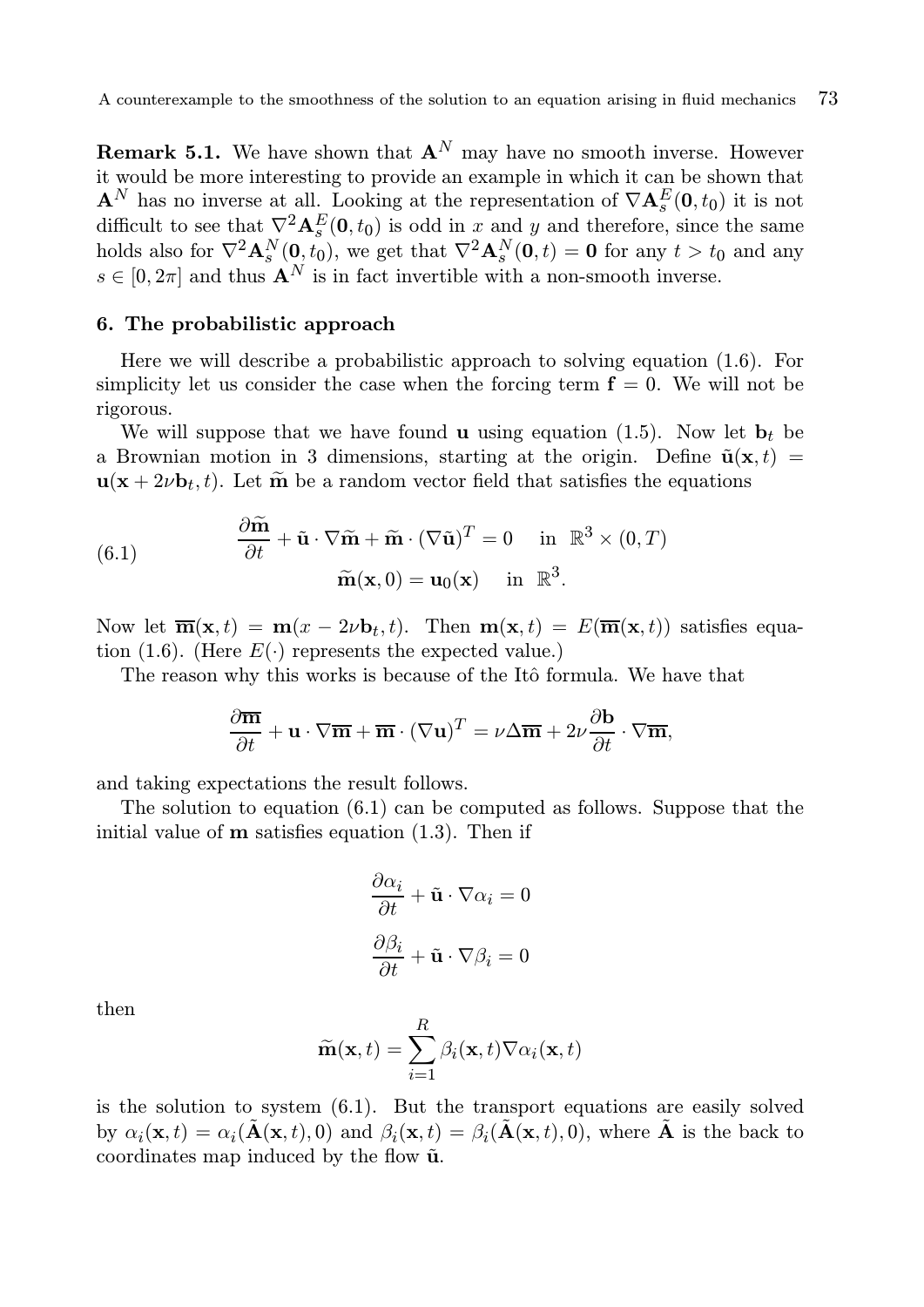**Remark 5.1.** We have shown that $\mathbf{A}^N$ may have no smooth inverse. However it would be more interesting to provide an example in which it can be shown that $\mathbf{A}^N$ has no inverse at all. Looking at the representation of $\nabla \mathbf{A}_s^E(\mathbf{0}, t_0)$ it is not difficult to see that $\nabla^2 \mathbf{A}_s^E(\mathbf{0}, t_0)$ is odd in $x$ and $y$ and therefore, since the same holds also for $\nabla^2 \mathbf{A}_s^N(\mathbf{0}, t_0)$, we get that $\nabla^2 \mathbf{A}_s^N(\mathbf{0}, t) = \mathbf{0}$ for any $t > t_0$ and any $s \in [0, 2\pi]$ and thus $\mathbf{A}^N$ is in fact invertible with a non-smooth inverse.

## 6. The probabilistic approach

Here we will describe a probabilistic approach to solving equation (1.6). For simplicity let us consider the case when the forcing term $\mathbf{f} = 0$. We will not be rigorous.

We will suppose that we have found $\mathbf{u}$ using equation (1.5). Now let $\mathbf{b}_t$ be a Brownian motion in 3 dimensions, starting at the origin. Define $\tilde{\mathbf{u}}(\mathbf{x}, t) = \mathbf{u}(\mathbf{x} + 2\nu \mathbf{b}_t, t)$. Let $\widetilde{\mathbf{m}}$ be a random vector field that satisfies the equations

$$
\begin{aligned}
\frac{\partial \widetilde{\mathbf{m}}}{\partial t} + \tilde{\mathbf{u}} \cdot \nabla \widetilde{\mathbf{m}} + \widetilde{\mathbf{m}} \cdot (\nabla \tilde{\mathbf{u}})^T = 0 \quad \text{in } \mathbb{R}^3 \times (0, T) \\
\widetilde{\mathbf{m}}(\mathbf{x}, 0) = \mathbf{u}_0(\mathbf{x}) \quad \text{in } \mathbb{R}^3.
\end{aligned} \tag{6.1}
$$

Now let $\overline{\mathbf{m}}(\mathbf{x}, t) = \mathbf{m}(x - 2\nu \mathbf{b}_t, t)$. Then $\mathbf{m}(\mathbf{x}, t) = E(\overline{\mathbf{m}}(\mathbf{x}, t))$ satisfies equation (1.6). (Here $E(\cdot)$ represents the expected value.)

The reason why this works is because of the Itô formula. We have that

$$
\frac{\partial \overline{\mathbf{m}}}{\partial t} + \mathbf{u} \cdot \nabla \overline{\mathbf{m}} + \overline{\mathbf{m}} \cdot (\nabla \mathbf{u})^T = \nu \Delta \overline{\mathbf{m}} + 2\nu \frac{\partial \mathbf{b}}{\partial t} \cdot \nabla \overline{\mathbf{m}},
$$

and taking expectations the result follows.

The solution to equation (6.1) can be computed as follows. Suppose that the initial value of $\mathbf{m}$ satisfies equation (1.3). Then if

$$
\frac{\partial \alpha_i}{\partial t} + \tilde{\mathbf{u}} \cdot \nabla \alpha_i = 0
$$

$$
\frac{\partial \beta_i}{\partial t} + \tilde{\mathbf{u}} \cdot \nabla \beta_i = 0
$$

then

$$
\widetilde{\mathbf{m}}(\mathbf{x}, t) = \sum_{i=1}^{R} \beta_i(\mathbf{x}, t) \nabla \alpha_i(\mathbf{x}, t)
$$

is the solution to system (6.1). But the transport equations are easily solved by $\alpha_i(\mathbf{x}, t) = \alpha_i(\tilde{\mathbf{A}}(\mathbf{x}, t), 0)$ and $\beta_i(\mathbf{x}, t) = \beta_i(\tilde{\mathbf{A}}(\mathbf{x}, t), 0)$, where $\tilde{\mathbf{A}}$ is the back to coordinates map induced by the flow $\tilde{\mathbf{u}}$.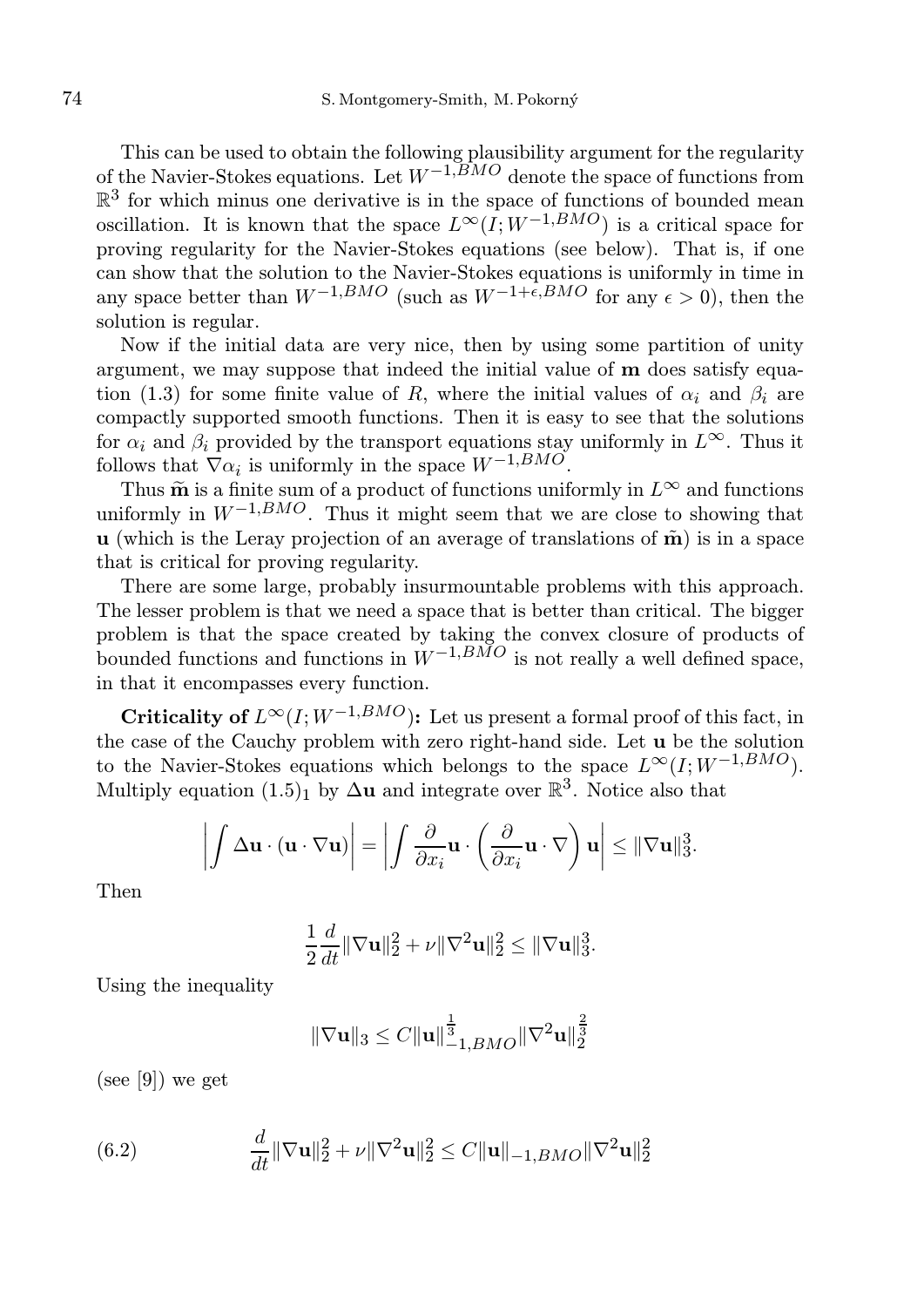This can be used to obtain the following plausibility argument for the regularity of the Navier-Stokes equations. Let $W^{-1,BMO}$ denote the space of functions from $\mathbb{R}^3$ for which minus one derivative is in the space of functions of bounded mean oscillation. It is known that the space $L^\infty(I; W^{-1,BMO})$ is a critical space for proving regularity for the Navier-Stokes equations (see below). That is, if one can show that the solution to the Navier-Stokes equations is uniformly in time in any space better than $W^{-1,BMO}$ (such as $W^{-1+\epsilon,BMO}$ for any $\epsilon > 0$), then the solution is regular.

Now if the initial data are very nice, then by using some partition of unity argument, we may suppose that indeed the initial value of $\mathbf{m}$ does satisfy equation (1.3) for some finite value of $R$, where the initial values of $\alpha_i$ and $\beta_i$ are compactly supported smooth functions. Then it is easy to see that the solutions for $\alpha_i$ and $\beta_i$ provided by the transport equations stay uniformly in $L^\infty$. Thus it follows that $\nabla \alpha_i$ is uniformly in the space $W^{-1,BMO}$.

Thus $\widetilde{\mathbf{m}}$ is a finite sum of a product of functions uniformly in $L^\infty$ and functions uniformly in $W^{-1,BMO}$. Thus it might seem that we are close to showing that $\mathbf{u}$ (which is the Leray projection of an average of translations of $\tilde{\mathbf{m}}$) is in a space that is critical for proving regularity.

There are some large, probably insurmountable problems with this approach. The lesser problem is that we need a space that is better than critical. The bigger problem is that the space created by taking the convex closure of products of bounded functions and functions in $W^{-1,BMO}$ is not really a well defined space, in that it encompasses every function.

**Criticality of $L^\infty(I; W^{-1,BMO})$:** Let us present a formal proof of this fact, in the case of the Cauchy problem with zero right-hand side. Let $\mathbf{u}$ be the solution to the Navier-Stokes equations which belongs to the space $L^\infty(I; W^{-1,BMO})$. Multiply equation $(1.5)_1$ by $\Delta \mathbf{u}$ and integrate over $\mathbb{R}^3$. Notice also that

$$\left| \int \Delta \mathbf{u} \cdot (\mathbf{u} \cdot \nabla \mathbf{u}) \right| = \left| \int \frac{\partial}{\partial x_i} \mathbf{u} \cdot \left( \frac{\partial}{\partial x_i} \mathbf{u} \cdot \nabla \right) \mathbf{u} \right| \leq \|\nabla \mathbf{u}\|_3^3.$$

Then

$$\frac{1}{2} \frac{d}{dt} \|\nabla \mathbf{u}\|_2^2 + \nu \|\nabla^2 \mathbf{u}\|_2^2 \leq \|\nabla \mathbf{u}\|_3^3.$$

Using the inequality

$$\|\nabla \mathbf{u}\|_3 \leq C \|\mathbf{u}\|_{-1,BMO}^{\frac{1}{3}} \|\nabla^2 \mathbf{u}\|_2^{\frac{2}{3}}$$

(see [9]) we get

$$\frac{d}{dt} \|\nabla \mathbf{u}\|_2^2 + \nu \|\nabla^2 \mathbf{u}\|_2^2 \leq C \|\mathbf{u}\|_{-1,BMO} \|\nabla^2 \mathbf{u}\|_2^2 \tag{6.2}$$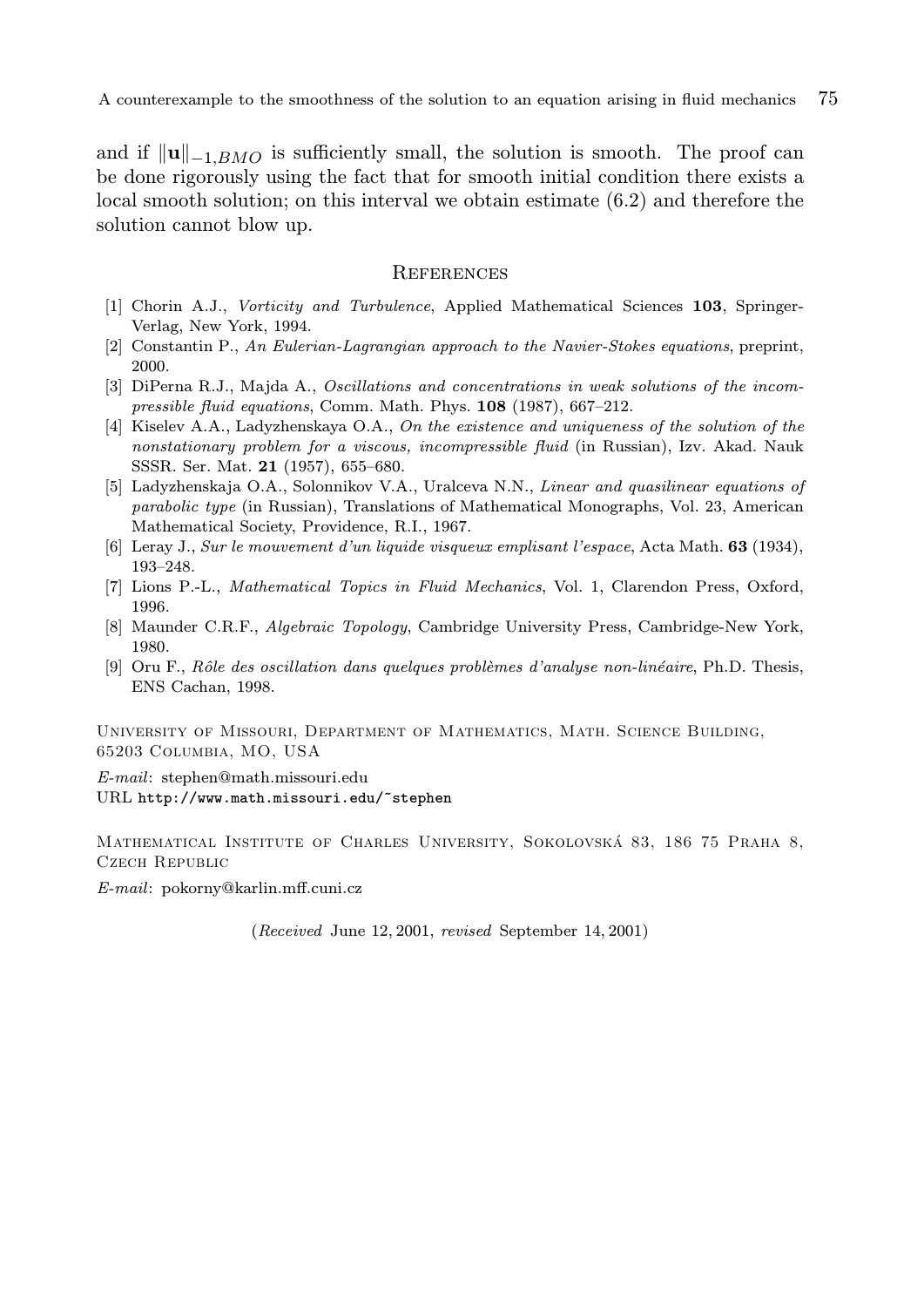and if $\|\mathbf{u}\|_{-1,BMO}$ is sufficiently small, the solution is smooth. The proof can be done rigorously using the fact that for smooth initial condition there exists a local smooth solution; on this interval we obtain estimate (6.2) and therefore the solution cannot blow up.

## References

[1] Chorin A.J., *Vorticity and Turbulence*, Applied Mathematical Sciences **103**, Springer-Verlag, New York, 1994.

[2] Constantin P., *An Eulerian-Lagrangian approach to the Navier-Stokes equations*, preprint, 2000.

[3] DiPerna R.J., Majda A., *Oscillations and concentrations in weak solutions of the incompressible fluid equations*, Comm. Math. Phys. **108** (1987), 667–212.

[4] Kiselev A.A., Ladyzhenskaya O.A., *On the existence and uniqueness of the solution of the nonstationary problem for a viscous, incompressible fluid* (in Russian), Izv. Akad. Nauk SSSR. Ser. Mat. **21** (1957), 655–680.

[5] Ladyzhenskaja O.A., Solonnikov V.A., Uralceva N.N., *Linear and quasilinear equations of parabolic type* (in Russian), Translations of Mathematical Monographs, Vol. 23, American Mathematical Society, Providence, R.I., 1967.

[6] Leray J., *Sur le mouvement d'un liquide visqueux emplisant l'espace*, Acta Math. **63** (1934), 193–248.

[7] Lions P.-L., *Mathematical Topics in Fluid Mechanics*, Vol. 1, Clarendon Press, Oxford, 1996.

[8] Maunder C.R.F., *Algebraic Topology*, Cambridge University Press, Cambridge-New York, 1980.

[9] Oru F., *Rôle des oscillation dans quelques problèmes d'analyse non-linéaire*, Ph.D. Thesis, ENS Cachan, 1998.

University of Missouri, Department of Mathematics, Math. Science Building, 65203 Columbia, MO, USA

*E-mail*: stephen@math.missouri.edu
URL http://www.math.missouri.edu/~stephen

Mathematical Institute of Charles University, Sokolovská 83, 186 75 Praha 8, Czech Republic

*E-mail*: pokorny@karlin.mff.cuni.cz

(*Received* June 12, 2001, *revised* September 14, 2001)